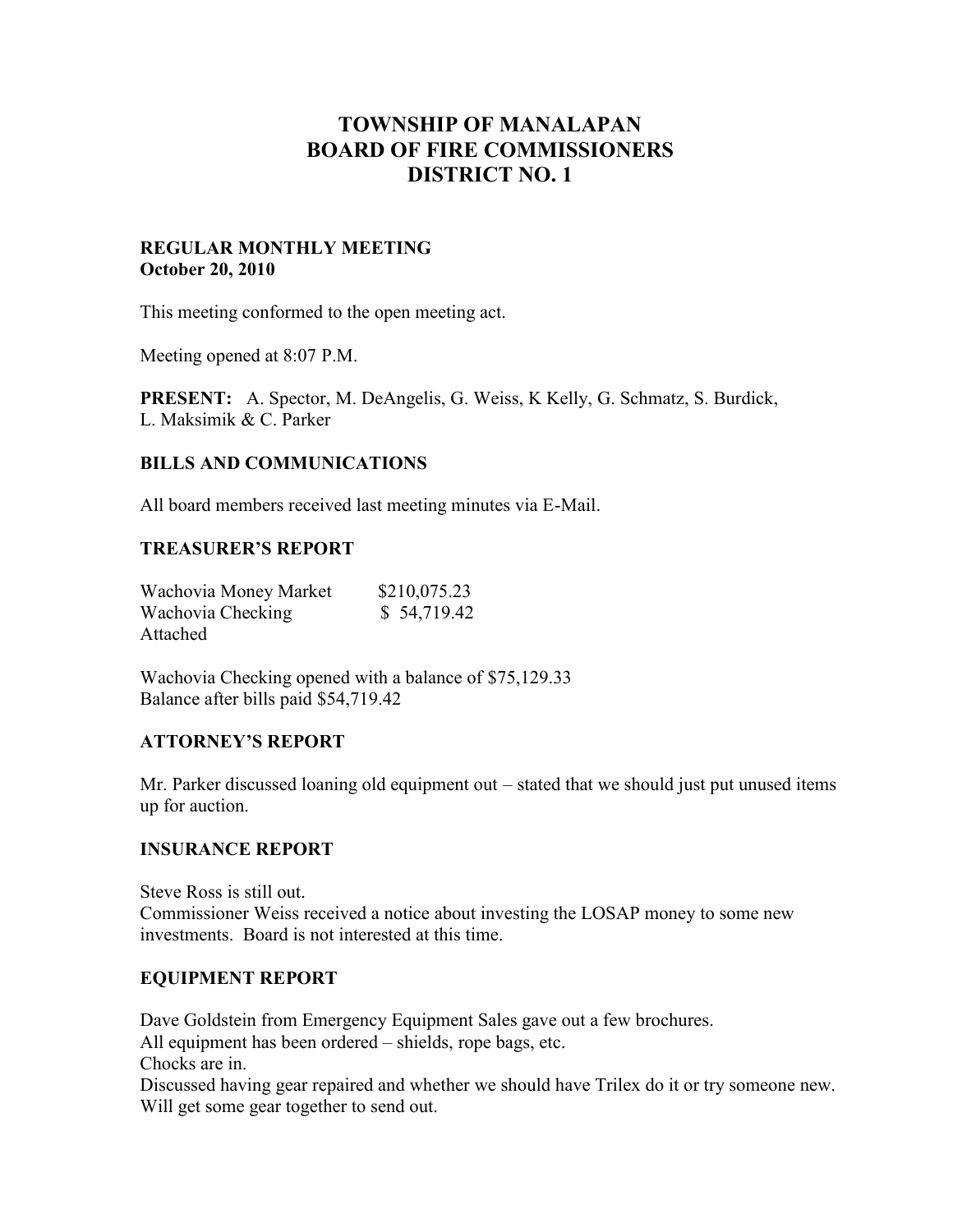# TOWNSHIP OF MANALAPAN
# BOARD OF FIRE COMMISSIONERS
# DISTRICT NO. 1

**REGULAR MONTHLY MEETING**
**October 20, 2010**

This meeting conformed to the open meeting act.

Meeting opened at 8:07 P.M.

**PRESENT:** A. Spector, M. DeAngelis, G. Weiss, K Kelly, G. Schmatz, S. Burdick, L. Maksimik & C. Parker

## BILLS AND COMMUNICATIONS

All board members received last meeting minutes via E-Mail.

## TREASURER'S REPORT

| | |
|---|---|
| Wachovia Money Market | $210,075.23 |
| Wachovia Checking | $ 54,719.42 |

Attached

Wachovia Checking opened with a balance of $75,129.33
Balance after bills paid $54,719.42

## ATTORNEY'S REPORT

Mr. Parker discussed loaning old equipment out – stated that we should just put unused items up for auction.

## INSURANCE REPORT

Steve Ross is still out.
Commissioner Weiss received a notice about investing the LOSAP money to some new investments. Board is not interested at this time.

## EQUIPMENT REPORT

Dave Goldstein from Emergency Equipment Sales gave out a few brochures.
All equipment has been ordered – shields, rope bags, etc.
Chocks are in.
Discussed having gear repaired and whether we should have Trilex do it or try someone new.
Will get some gear together to send out.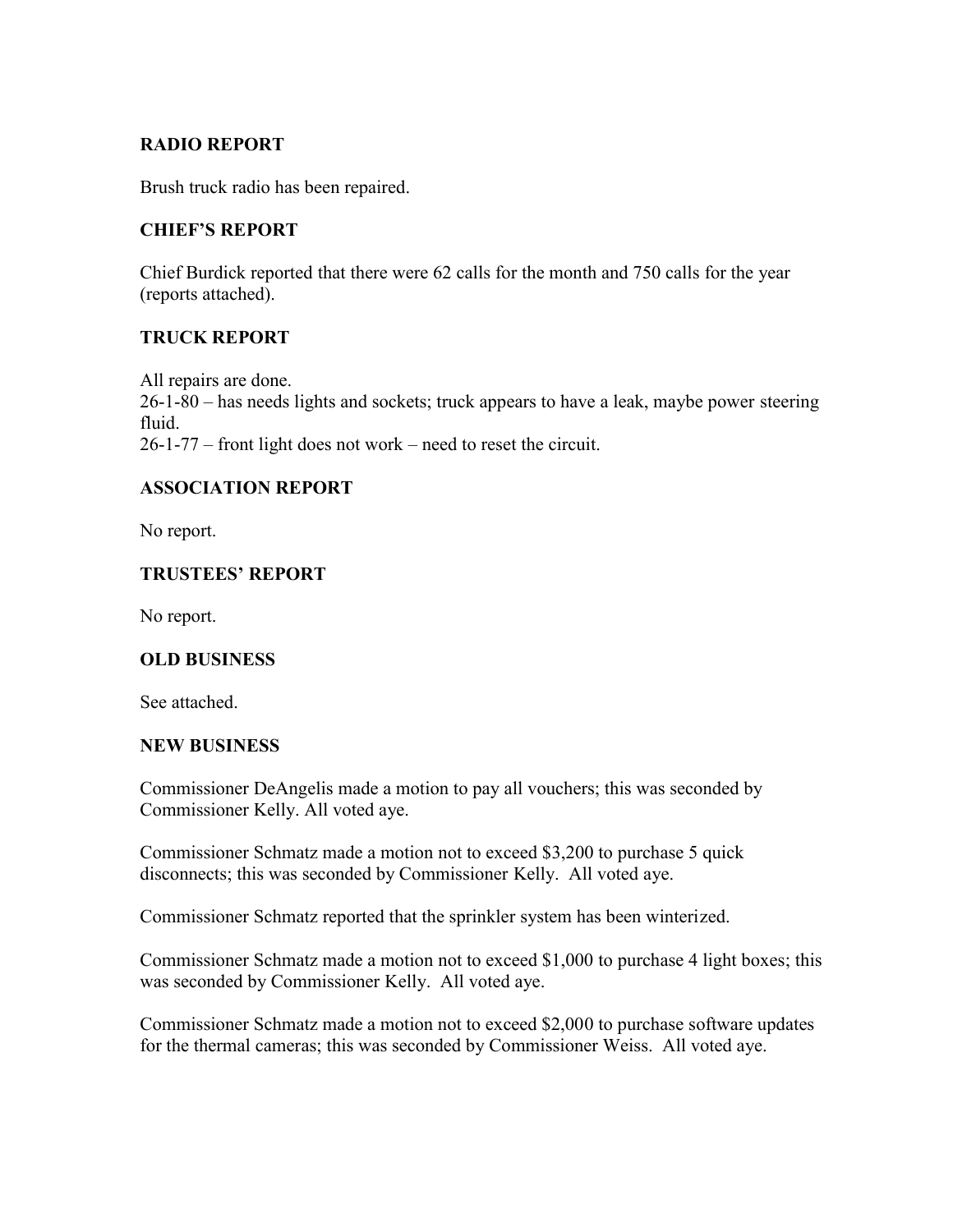## RADIO REPORT

Brush truck radio has been repaired.

## CHIEF'S REPORT

Chief Burdick reported that there were 62 calls for the month and 750 calls for the year (reports attached).

## TRUCK REPORT

All repairs are done.
26-1-80 – has needs lights and sockets; truck appears to have a leak, maybe power steering fluid.
26-1-77 – front light does not work – need to reset the circuit.

## ASSOCIATION REPORT

No report.

## TRUSTEES' REPORT

No report.

## OLD BUSINESS

See attached.

## NEW BUSINESS

Commissioner DeAngelis made a motion to pay all vouchers; this was seconded by Commissioner Kelly. All voted aye.

Commissioner Schmatz made a motion not to exceed $3,200 to purchase 5 quick disconnects; this was seconded by Commissioner Kelly. All voted aye.

Commissioner Schmatz reported that the sprinkler system has been winterized.

Commissioner Schmatz made a motion not to exceed $1,000 to purchase 4 light boxes; this was seconded by Commissioner Kelly. All voted aye.

Commissioner Schmatz made a motion not to exceed $2,000 to purchase software updates for the thermal cameras; this was seconded by Commissioner Weiss. All voted aye.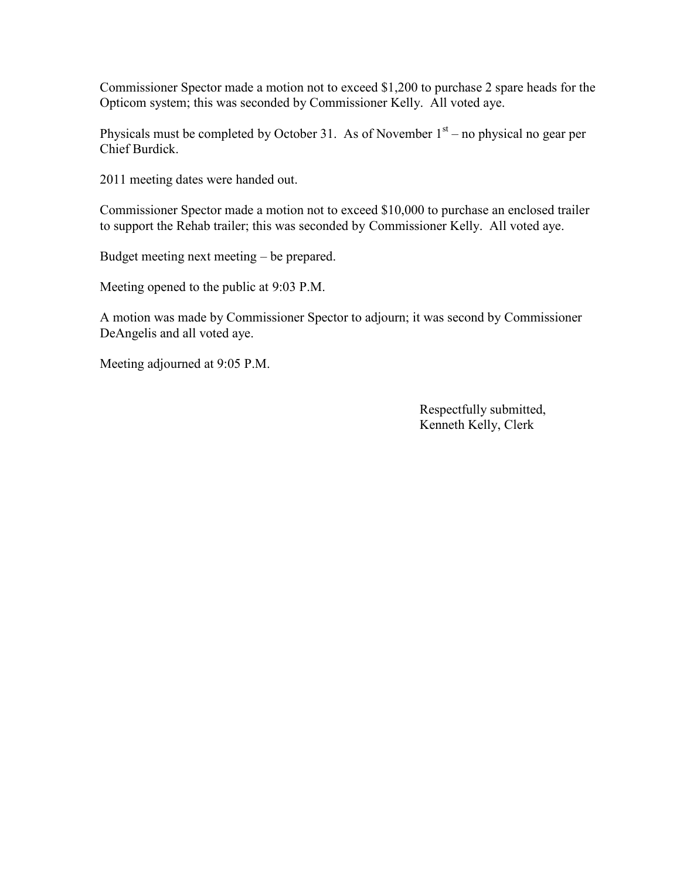Commissioner Spector made a motion not to exceed $1,200 to purchase 2 spare heads for the Opticom system; this was seconded by Commissioner Kelly. All voted aye.

Physicals must be completed by October 31. As of November 1st – no physical no gear per Chief Burdick.

2011 meeting dates were handed out.

Commissioner Spector made a motion not to exceed $10,000 to purchase an enclosed trailer to support the Rehab trailer; this was seconded by Commissioner Kelly. All voted aye.

Budget meeting next meeting – be prepared.

Meeting opened to the public at 9:03 P.M.

A motion was made by Commissioner Spector to adjourn; it was second by Commissioner DeAngelis and all voted aye.

Meeting adjourned at 9:05 P.M.

Respectfully submitted,
Kenneth Kelly, Clerk